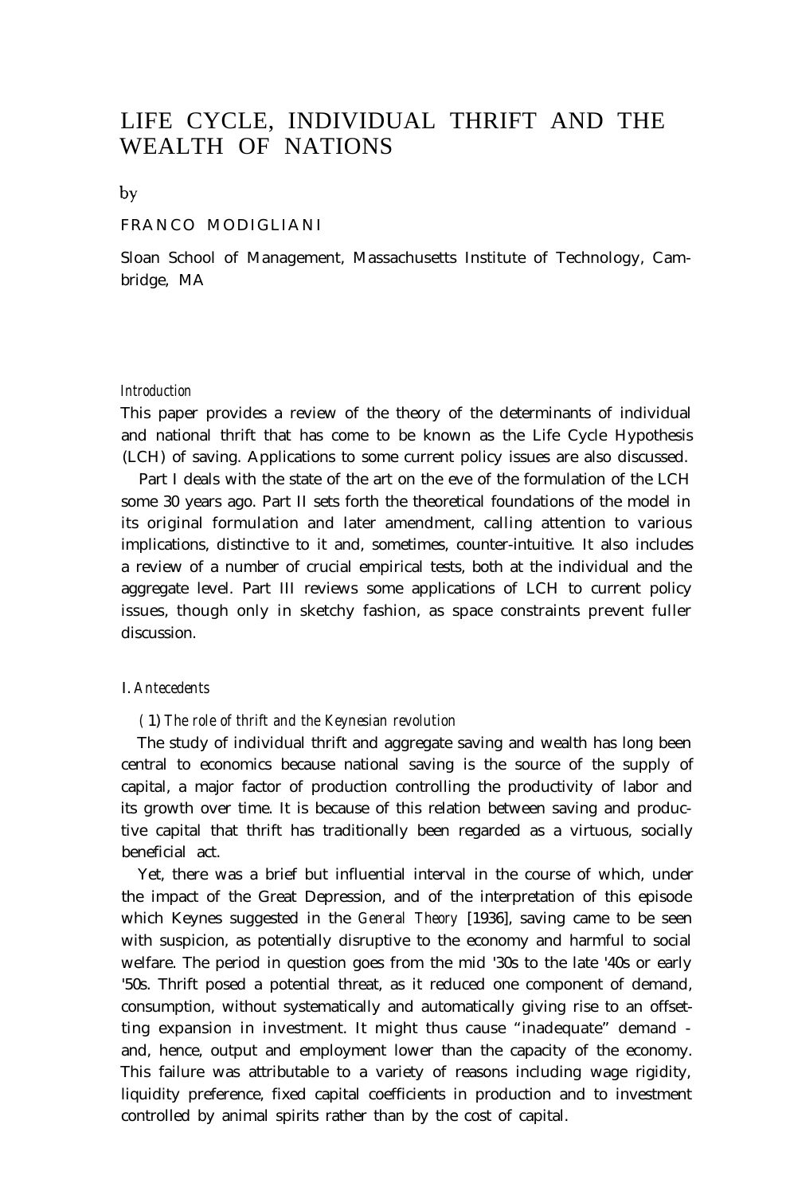# LIFE CYCLE, INDIVIDUAL THRIFT AND THE WEALTH OF NATIONS

by

FRANCO MODIGLIANI

Sloan School of Management, Massachusetts Institute of Technology, Cambridge, MA

### *Introduction*

This paper provides a review of the theory of the determinants of individual and national thrift that has come to be known as the Life Cycle Hypothesis (LCH) of saving. Applications to some current policy issues are also discussed.

Part I deals with the state of the art on the eve of the formulation of the LCH some 30 years ago. Part II sets forth the theoretical foundations of the model in its original formulation and later amendment, calling attention to various implications, distinctive to it and, sometimes, counter-intuitive. It also includes a review of a number of crucial empirical tests, both at the individual and the aggregate level. Part III reviews some applications of LCH to current policy issues, though only in sketchy fashion, as space constraints prevent fuller discussion.

## I. *Antecedents*

### (1) *The role of thrift and the Keynesian revolution*

The study of individual thrift and aggregate saving and wealth has long been central to economics because national saving is the source of the supply of capital, a major factor of production controlling the productivity of labor and its growth over time. It is because of this relation between saving and productive capital that thrift has traditionally been regarded as a virtuous, socially beneficial act.

Yet, there was a brief but influential interval in the course of which, under the impact of the Great Depression, and of the interpretation of this episode which Keynes suggested in the *General Theory* [1936], saving came to be seen with suspicion, as potentially disruptive to the economy and harmful to social welfare. The period in question goes from the mid '30s to the late '40s or early '50s. Thrift posed a potential threat, as it reduced one component of demand, consumption, without systematically and automatically giving rise to an offsetting expansion in investment. It might thus cause "inadequate" demand - and, hence, output and employment lower than the capacity of the economy. This failure was attributable to a variety of reasons including wage rigidity, liquidity preference, fixed capital coefficients in production and to investment controlled by animal spirits rather than by the cost of capital.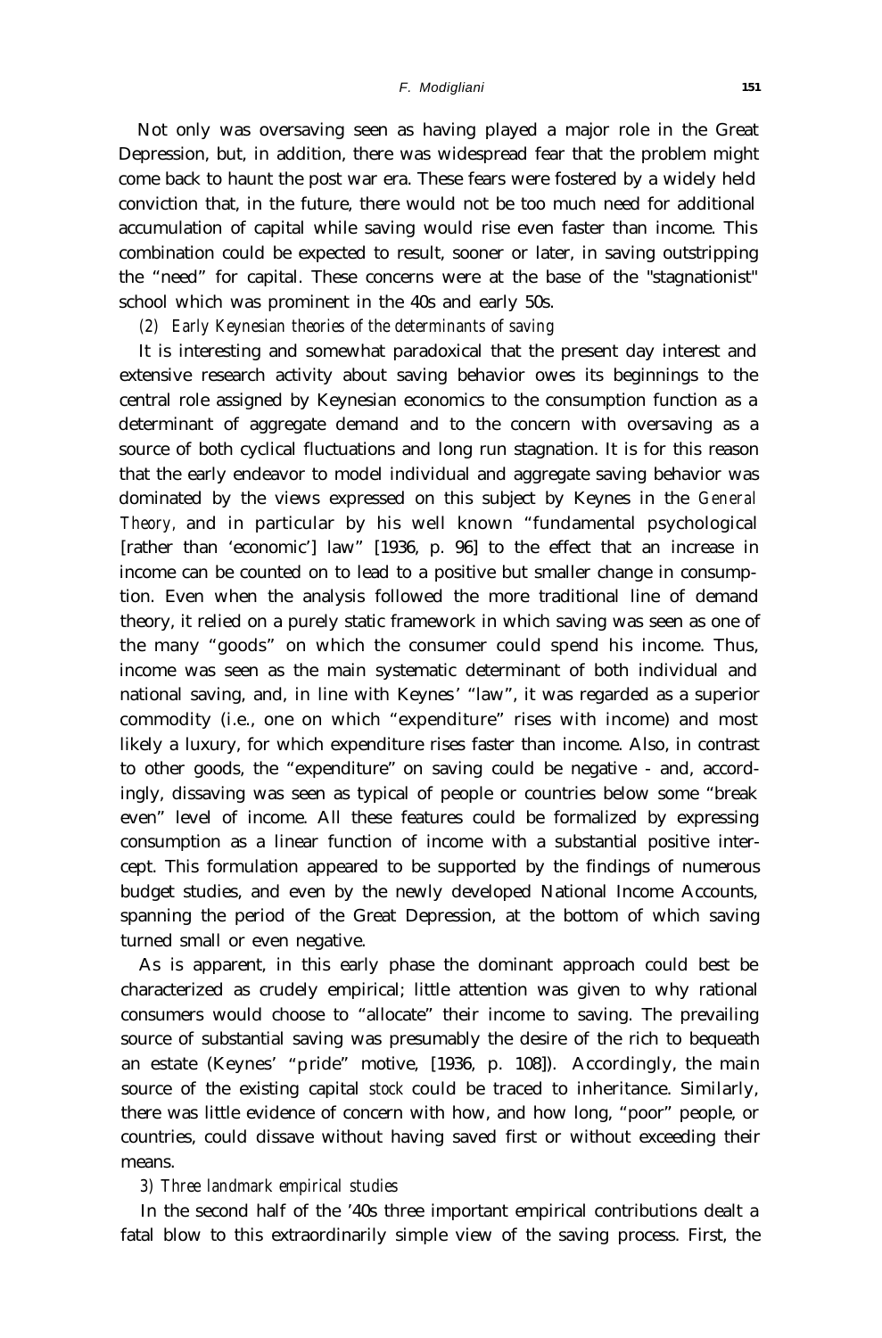Not only was oversaving seen as having played a major role in the Great Depression, but, in addition, there was widespread fear that the problem might come back to haunt the post war era. These fears were fostered by a widely held conviction that, in the future, there would not be too much need for additional accumulation of capital while saving would rise even faster than income. This combination could be expected to result, sooner or later, in saving outstripping the "need" for capital. These concerns were at the base of the "stagnationist" school which was prominent in the 40s and early 50s.

### (2) *Early Keynesian theories of the determinants of saving*

It is interesting and somewhat paradoxical that the present day interest and extensive research activity about saving behavior owes its beginnings to the central role assigned by Keynesian economics to the consumption function as a determinant of aggregate demand and to the concern with oversaving as a source of both cyclical fluctuations and long run stagnation. It is for this reason that the early endeavor to model individual and aggregate saving behavior was dominated by the views expressed on this subject by Keynes in the *General Theory,* and in particular by his well known "fundamental psychological [rather than 'economic'] law" [1936, p. 96] to the effect that an increase in income can be counted on to lead to a positive but smaller change in consumption. Even when the analysis followed the more traditional line of demand theory, it relied on a purely static framework in which saving was seen as one of the many "goods" on which the consumer could spend his income. Thus, income was seen as the main systematic determinant of both individual and national saving, and, in line with Keynes' "law", it was regarded as a superior commodity (i.e., one on which "expenditure" rises with income) and most likely a luxury, for which expenditure rises faster than income. Also, in contrast to other goods, the "expenditure" on saving could be negative - and, accordingly, dissaving was seen as typical of people or countries below some "break even" level of income. All these features could be formalized by expressing consumption as a linear function of income with a substantial positive intercept. This formulation appeared to be supported by the findings of numerous budget studies, and even by the newly developed National Income Accounts, spanning the period of the Great Depression, at the bottom of which saving turned small or even negative.

As is apparent, in this early phase the dominant approach could best be characterized as crudely empirical; little attention was given to why rational consumers would choose to "allocate" their income to saving. The prevailing source of substantial saving was presumably the desire of the rich to bequeath an estate (Keynes' "pride" motive, [1936, p. 108]). Accordingly, the main source of the existing capital *stock* could be traced to inheritance. Similarly, there was little evidence of concern with how, and how long, "poor" people, or countries, could dissave without having saved first or without exceeding their means.

### 3) *Three landmark empirical studies*

In the second half of the '40s three important empirical contributions dealt a fatal blow to this extraordinarily simple view of the saving process. First, the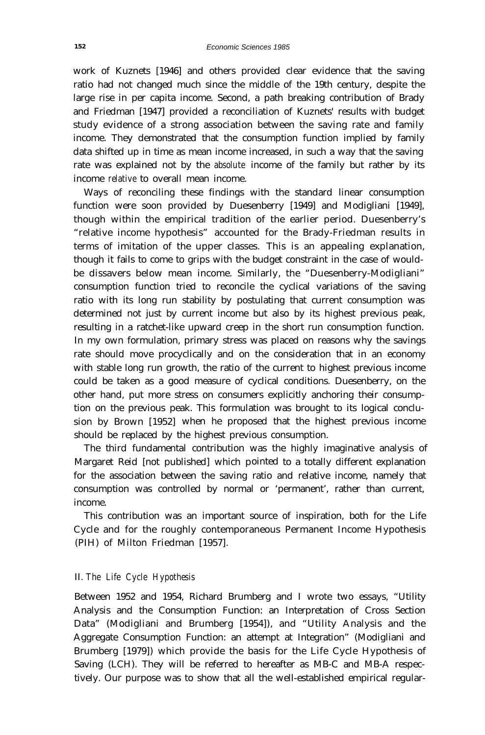work of Kuznets [1946] and others provided clear evidence that the saving ratio had not changed much since the middle of the 19th century, despite the large rise in per capita income. Second, a path breaking contribution of Brady and Friedman [1947] provided a reconciliation of Kuznets' results with budget study evidence of a strong association between the saving rate and family income. They demonstrated that the consumption function implied by family data shifted up in time as mean income increased, in such a way that the saving rate was explained not by the *absolute* income of the family but rather by its income *relative* to overall mean income.

Ways of reconciling these findings with the standard linear consumption function were soon provided by Duesenberry [1949] and Modigliani [1949], though within the empirical tradition of the earlier period. Duesenberry's "relative income hypothesis" accounted for the Brady-Friedman results in terms of imitation of the upper classes. This is an appealing explanation, though it fails to come to grips with the budget constraint in the case of would-be dissavers below mean income. Similarly, the "Duesenberry-Modigliani" consumption function tried to reconcile the cyclical variations of the saving ratio with its long run stability by postulating that current consumption was determined not just by current income but also by its highest previous peak, resulting in a ratchet-like upward creep in the short run consumption function. In my own formulation, primary stress was placed on reasons why the savings rate should move procyclically and on the consideration that in an economy with stable long run growth, the ratio of the current to highest previous income could be taken as a good measure of cyclical conditions. Duesenberry, on the other hand, put more stress on consumers explicitly anchoring their consumption on the previous peak. This formulation was brought to its logical conclusion by Brown [1952] when he proposed that the highest previous income should be replaced by the highest previous consumption.

The third fundamental contribution was the highly imaginative analysis of Margaret Reid [not published] which pointed to a totally different explanation for the association between the saving ratio and relative income, namely that consumption was controlled by normal or 'permanent', rather than current, income.

This contribution was an important source of inspiration, both for the Life Cycle and for the roughly contemporaneous Permanent Income Hypothesis (PIH) of Milton Friedman [1957].

## II. *The Life Cycle Hypothesis*

Between 1952 and 1954, Richard Brumberg and I wrote two essays, "Utility Analysis and the Consumption Function: an Interpretation of Cross Section Data" (Modigliani and Brumberg [1954]), and "Utility Analysis and the Aggregate Consumption Function: an attempt at Integration" (Modigliani and Brumberg [1979]) which provide the basis for the Life Cycle Hypothesis of Saving (LCH). They will be referred to hereafter as MB-C and MB-A respectively. Our purpose was to show that all the well-established empirical regular-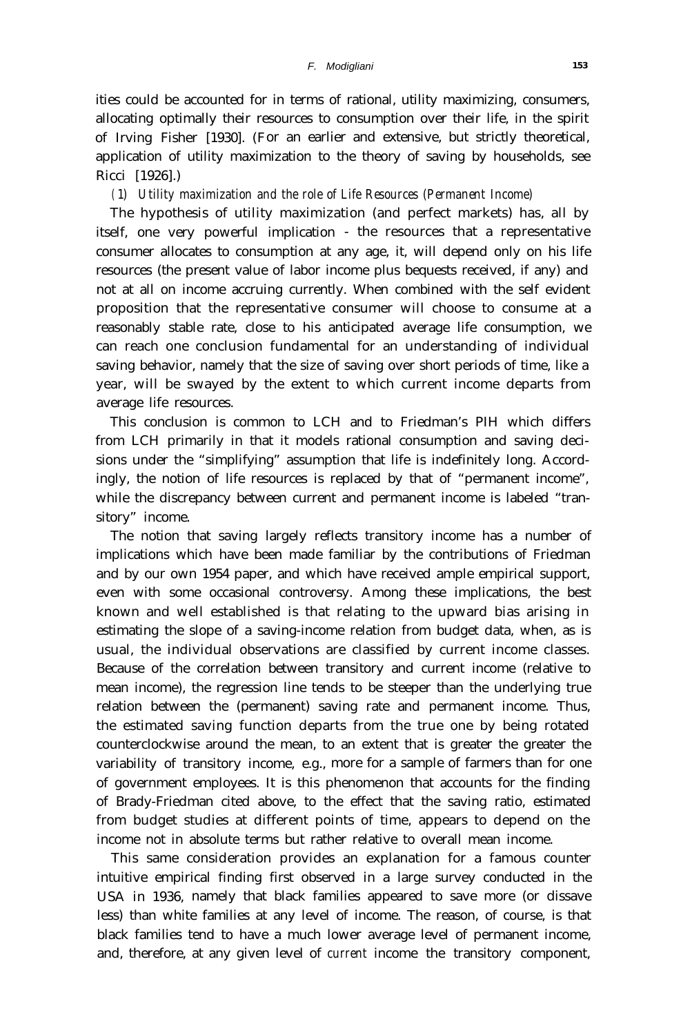ities could be accounted for in terms of rational, utility maximizing, consumers, allocating optimally their resources to consumption over their life, in the spirit of Irving Fisher [1930]. (For an earlier and extensive, but strictly theoretical, application of utility maximization to the theory of saving by households, see Ricci [1926].)

*(1) Utility maximization and the role of Life Resources (Permanent Income)*

The hypothesis of utility maximization (and perfect markets) has, all by itself, one very powerful implication - the resources that a representative consumer allocates to consumption at any age, it, will depend only on his life resources (the present value of labor income plus bequests received, if any) and not at all on income accruing currently. When combined with the self evident proposition that the representative consumer will choose to consume at a reasonably stable rate, close to his anticipated average life consumption, we can reach one conclusion fundamental for an understanding of individual saving behavior, namely that the size of saving over short periods of time, like a year, will be swayed by the extent to which current income departs from average life resources.

This conclusion is common to LCH and to Friedman's PIH which differs from LCH primarily in that it models rational consumption and saving decisions under the "simplifying" assumption that life is indefinitely long. Accordingly, the notion of life resources is replaced by that of "permanent income", while the discrepancy between current and permanent income is labeled "transitory" income.

The notion that saving largely reflects transitory income has a number of implications which have been made familiar by the contributions of Friedman and by our own 1954 paper, and which have received ample empirical support, even with some occasional controversy. Among these implications, the best known and well established is that relating to the upward bias arising in estimating the slope of a saving-income relation from budget data, when, as is usual, the individual observations are classified by current income classes. Because of the correlation between transitory and current income (relative to mean income), the regression line tends to be steeper than the underlying true relation between the (permanent) saving rate and permanent income. Thus, the estimated saving function departs from the true one by being rotated counterclockwise around the mean, to an extent that is greater the greater the variability of transitory income, e.g., more for a sample of farmers than for one of government employees. It is this phenomenon that accounts for the finding of Brady-Friedman cited above, to the effect that the saving ratio, estimated from budget studies at different points of time, appears to depend on the income not in absolute terms but rather relative to overall mean income.

This same consideration provides an explanation for a famous counter intuitive empirical finding first observed in a large survey conducted in the USA in 1936, namely that black families appeared to save more (or dissave less) than white families at any level of income. The reason, of course, is that black families tend to have a much lower average level of permanent income, and, therefore, at any given level of *current* income the transitory component,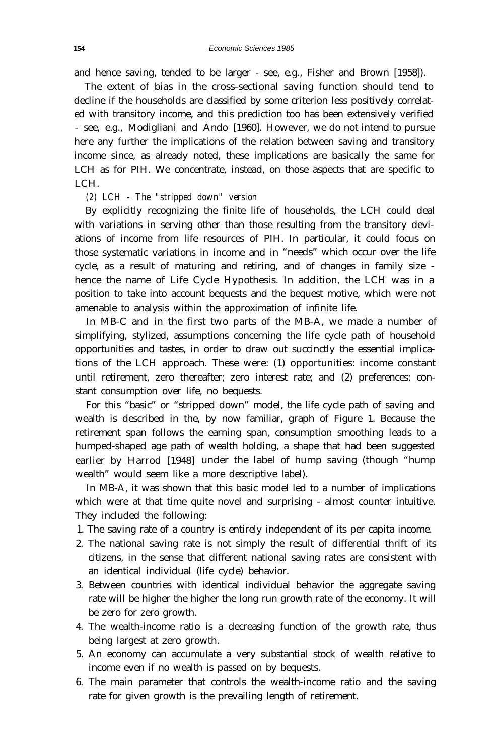and hence saving, tended to be larger - see, e.g., Fisher and Brown [1958]).

The extent of bias in the cross-sectional saving function should tend to decline if the households are classified by some criterion less positively correlated with transitory income, and this prediction too has been extensively verified - see, e.g., Modigliani and Ando [1960]. However, we do not intend to pursue here any further the implications of the relation between saving and transitory income since, as already noted, these implications are basically the same for LCH as for PIH. We concentrate, instead, on those aspects that are specific to LCH.

*(2) LCH - The "stripped down" version*

By explicitly recognizing the finite life of households, the LCH could deal with variations in serving other than those resulting from the transitory deviations of income from life resources of PIH. In particular, it could focus on those systematic variations in income and in "needs" which occur over the life cycle, as a result of maturing and retiring, and of changes in family size - hence the name of Life Cycle Hypothesis. In addition, the LCH was in a position to take into account bequests and the bequest motive, which were not amenable to analysis within the approximation of infinite life.

In MB-C and in the first two parts of the MB-A, we made a number of simplifying, stylized, assumptions concerning the life cycle path of household opportunities and tastes, in order to draw out succinctly the essential implications of the LCH approach. These were: (1) opportunities: income constant until retirement, zero thereafter; zero interest rate; and (2) preferences: constant consumption over life, no bequests.

For this "basic" or "stripped down" model, the life cycle path of saving and wealth is described in the, by now familiar, graph of Figure 1. Because the retirement span follows the earning span, consumption smoothing leads to a humped-shaped age path of wealth holding, a shape that had been suggested earlier by Harrod [1948] under the label of hump saving (though "hump wealth" would seem like a more descriptive label).

In MB-A, it was shown that this basic model led to a number of implications which were at that time quite novel and surprising - almost counter intuitive. They included the following:

1. The saving rate of a country is entirely independent of its per capita income.
2. The national saving rate is not simply the result of differential thrift of its citizens, in the sense that different national saving rates are consistent with an identical individual (life cycle) behavior.
3. Between countries with identical individual behavior the aggregate saving rate will be higher the higher the long run growth rate of the economy. It will be zero for zero growth.
4. The wealth-income ratio is a decreasing function of the growth rate, thus being largest at zero growth.
5. An economy can accumulate a very substantial stock of wealth relative to income even if no wealth is passed on by bequests.
6. The main parameter that controls the wealth-income ratio and the saving rate for given growth is the prevailing length of retirement.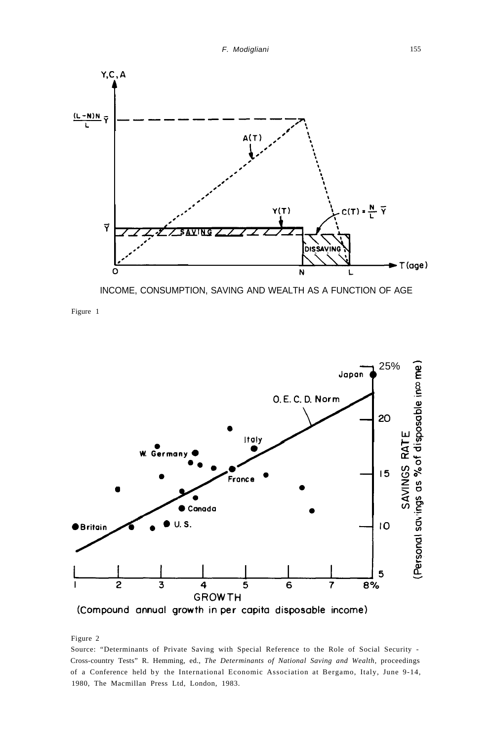INCOME, CONSUMPTION, SAVING AND WEALTH AS A FUNCTION OF AGE

Figure 1

Figure 2

Source: "Determinants of Private Saving with Special Reference to the Role of Social Security - Cross-country Tests" R. Hemming, ed., *The Determinants of National Saving and Wealth,* proceedings of a Conference held by the International Economic Association at Bergamo, Italy, June 9-14, 1980, The Macmillan Press Ltd, London, 1983.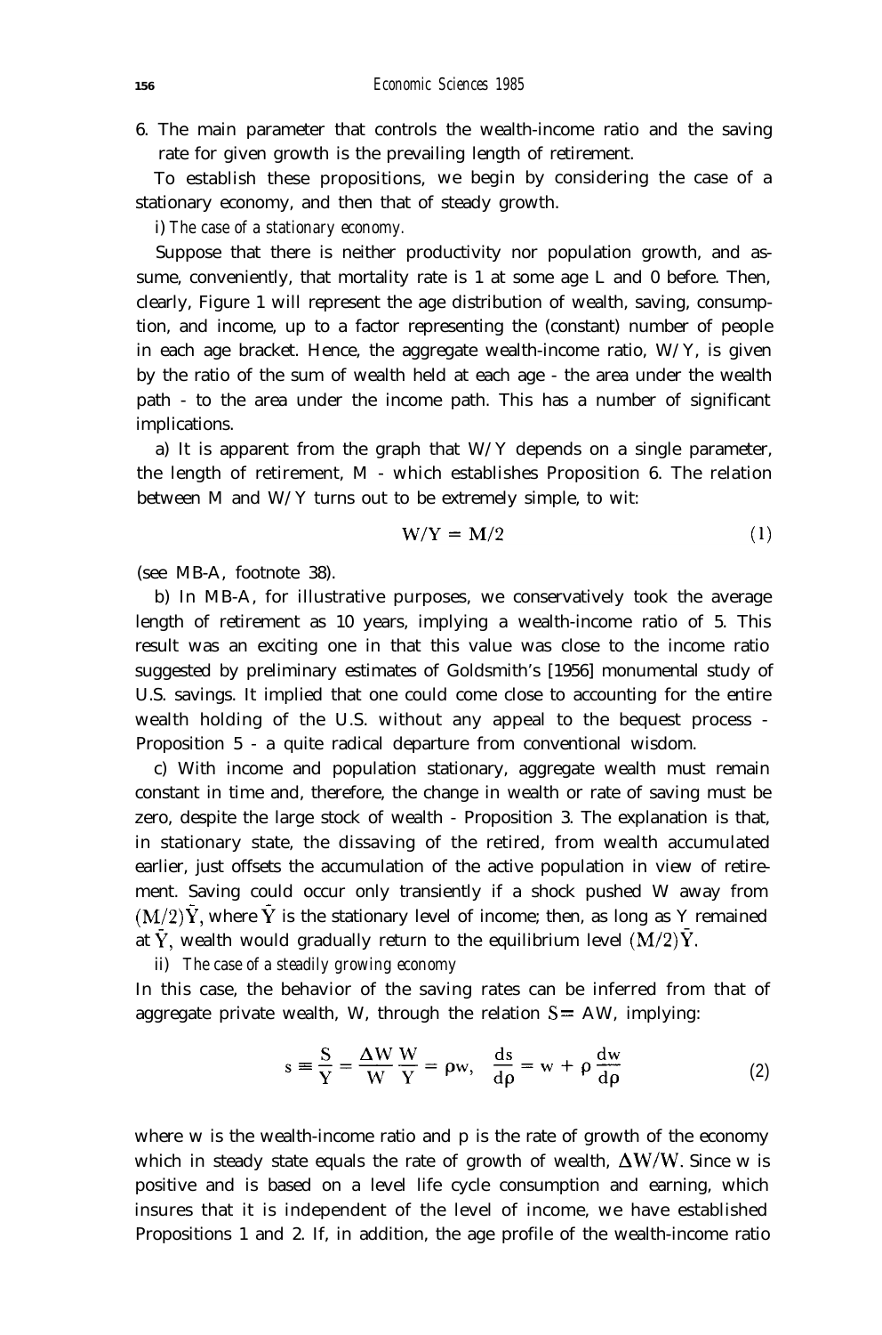6. The main parameter that controls the wealth-income ratio and the saving rate for given growth is the prevailing length of retirement.

To establish these propositions, we begin by considering the case of a stationary economy, and then that of steady growth.

i) *The case of a stationary economy.*

Suppose that there is neither productivity nor population growth, and assume, conveniently, that mortality rate is 1 at some age L and 0 before. Then, clearly, Figure 1 will represent the age distribution of wealth, saving, consumption, and income, up to a factor representing the (constant) number of people in each age bracket. Hence, the aggregate wealth-income ratio, W/Y, is given by the ratio of the sum of wealth held at each age - the area under the wealth path - to the area under the income path. This has a number of significant implications.

a) It is apparent from the graph that W/Y depends on a single parameter, the length of retirement, M - which establishes Proposition 6. The relation between M and W/Y turns out to be extremely simple, to wit:

$$W/Y = M/2 \tag{1}$$

(see MB-A, footnote 38).

b) In MB-A, for illustrative purposes, we conservatively took the average length of retirement as 10 years, implying a wealth-income ratio of 5. This result was an exciting one in that this value was close to the income ratio suggested by preliminary estimates of Goldsmith's [1956] monumental study of U.S. savings. It implied that one could come close to accounting for the entire wealth holding of the U.S. without any appeal to the bequest process - Proposition 5 - a quite radical departure from conventional wisdom.

c) With income and population stationary, aggregate wealth must remain constant in time and, therefore, the change in wealth or rate of saving must be zero, despite the large stock of wealth - Proposition 3. The explanation is that, in stationary state, the dissaving of the retired, from wealth accumulated earlier, just offsets the accumulation of the active population in view of retirement. Saving could occur only transiently if a shock pushed W away from $(M/2)\bar{Y}$, where $\bar{Y}$ is the stationary level of income; then, as long as Y remained at $\bar{Y}$, wealth would gradually return to the equilibrium level $(M/2)\bar{Y}$.

ii) *The case of a steadily growing economy*

In this case, the behavior of the saving rates can be inferred from that of aggregate private wealth, W, through the relation $S = \Delta W$, implying:

$$s \equiv \frac{S}{Y} = \frac{\Delta W}{W}\frac{W}{Y} = \rho w, \quad \frac{ds}{d\rho} = w + \rho\frac{dw}{d\rho} \tag{2}$$

where w is the wealth-income ratio and $\rho$ is the rate of growth of the economy which in steady state equals the rate of growth of wealth, $\Delta W/W$. Since w is positive and is based on a level life cycle consumption and earning, which insures that it is independent of the level of income, we have established Propositions 1 and 2. If, in addition, the age profile of the wealth-income ratio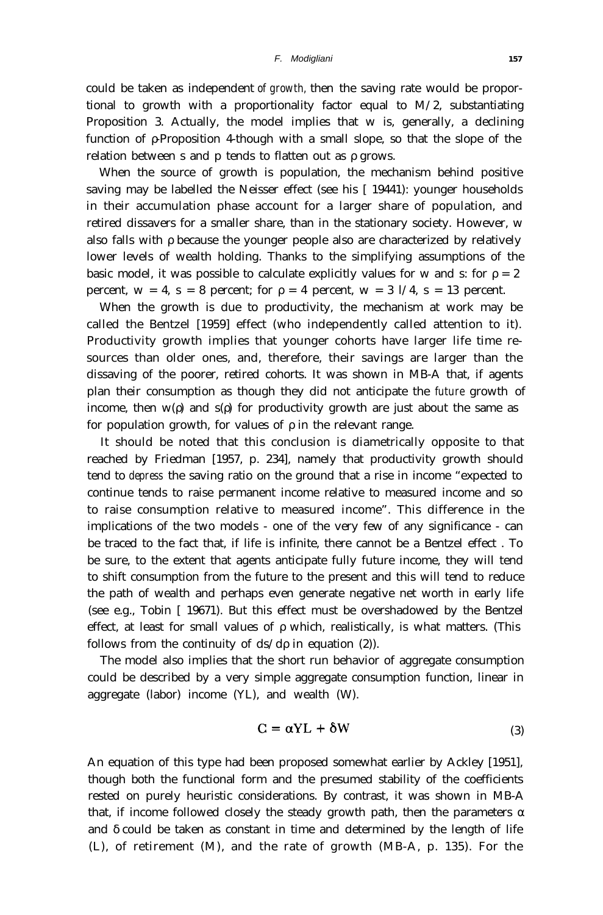could be taken as independent *of growth,* then the saving rate would be proportional to growth with a proportionality factor equal to $M/2$, substantiating Proposition 3. Actually, the model implies that w is, generally, a declining function of ρ-Proposition 4-though with a small slope, so that the slope of the relation between s and p tends to flatten out as ρ grows.

When the source of growth is population, the mechanism behind positive saving may be labelled the Neisser effect (see his [ 19441): younger households in their accumulation phase account for a larger share of population, and retired dissavers for a smaller share, than in the stationary society. However, w also falls with ρ because the younger people also are characterized by relatively lower levels of wealth holding. Thanks to the simplifying assumptions of the basic model, it was possible to calculate explicitly values for w and s: for $\rho = 2$ percent, $w = 4$, $s = 8$ percent; for $\rho = 4$ percent, $w = 3\ l/4$, $s = 13$ percent.

When the growth is due to productivity, the mechanism at work may be called the Bentzel [1959] effect (who independently called attention to it). Productivity growth implies that younger cohorts have larger life time resources than older ones, and, therefore, their savings are larger than the dissaving of the poorer, retired cohorts. It was shown in MB-A that, if agents plan their consumption as though they did not anticipate the *future* growth of income, then $w(\rho)$ and $s(\rho)$ for productivity growth are just about the same as for population growth, for values of ρ in the relevant range.

It should be noted that this conclusion is diametrically opposite to that reached by Friedman [1957, p. 234], namely that productivity growth should tend to *depress* the saving ratio on the ground that a rise in income "expected to continue tends to raise permanent income relative to measured income and so to raise consumption relative to measured income". This difference in the implications of the two models - one of the very few of any significance - can be traced to the fact that, if life is infinite, there cannot be a Bentzel effect . To be sure, to the extent that agents anticipate fully future income, they will tend to shift consumption from the future to the present and this will tend to reduce the path of wealth and perhaps even generate negative net worth in early life (see e.g., Tobin [ 19671). But this effect must be overshadowed by the Bentzel effect, at least for small values of ρ which, realistically, is what matters. (This follows from the continuity of $ds/d\rho$ in equation (2)).

The model also implies that the short run behavior of aggregate consumption could be described by a very simple aggregate consumption function, linear in aggregate (labor) income (YL), and wealth (W).

$$C = \alpha YL + \delta W \tag{3}$$

An equation of this type had been proposed somewhat earlier by Ackley [1951], though both the functional form and the presumed stability of the coefficients rested on purely heuristic considerations. By contrast, it was shown in MB-A that, if income followed closely the steady growth path, then the parameters α and δ could be taken as constant in time and determined by the length of life (L), of retirement (M), and the rate of growth (MB-A, p. 135). For the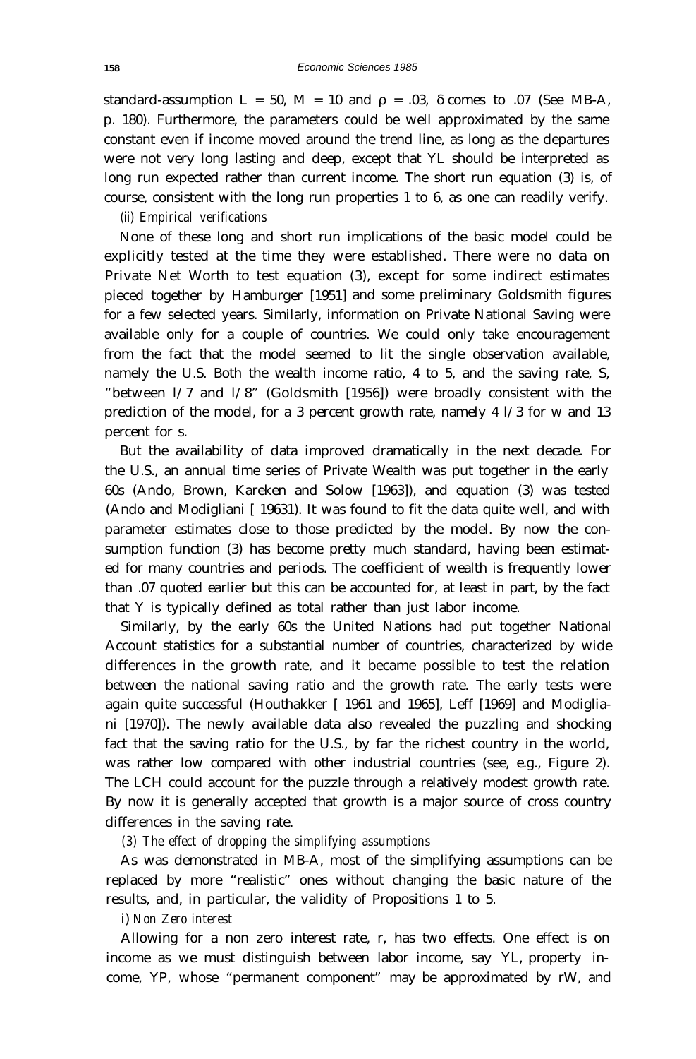standard-assumption $L = 50$, $M = 10$ and $\rho = .03$, $\delta$ comes to .07 (See MB-A, p. 180). Furthermore, the parameters could be well approximated by the same constant even if income moved around the trend line, as long as the departures were not very long lasting and deep, except that YL should be interpreted as long run expected rather than current income. The short run equation (3) is, of course, consistent with the long run properties 1 to 6, as one can readily verify.

*(ii) Empirical verifications*

None of these long and short run implications of the basic model could be explicitly tested at the time they were established. There were no data on Private Net Worth to test equation (3), except for some indirect estimates pieced together by Hamburger [1951] and some preliminary Goldsmith figures for a few selected years. Similarly, information on Private National Saving were available only for a couple of countries. We could only take encouragement from the fact that the model seemed to lit the single observation available, namely the U.S. Both the wealth income ratio, 4 to 5, and the saving rate, S, "between l/7 and l/8" (Goldsmith [1956]) were broadly consistent with the prediction of the model, for a 3 percent growth rate, namely 4 l/3 for w and 13 percent for s.

But the availability of data improved dramatically in the next decade. For the U.S., an annual time series of Private Wealth was put together in the early 60s (Ando, Brown, Kareken and Solow [1963]), and equation (3) was tested (Ando and Modigliani [ 19631). It was found to fit the data quite well, and with parameter estimates close to those predicted by the model. By now the consumption function (3) has become pretty much standard, having been estimated for many countries and periods. The coefficient of wealth is frequently lower than .07 quoted earlier but this can be accounted for, at least in part, by the fact that Y is typically defined as total rather than just labor income.

Similarly, by the early 60s the United Nations had put together National Account statistics for a substantial number of countries, characterized by wide differences in the growth rate, and it became possible to test the relation between the national saving ratio and the growth rate. The early tests were again quite successful (Houthakker [ 1961 and 1965], Leff [1969] and Modigliani [1970]). The newly available data also revealed the puzzling and shocking fact that the saving ratio for the U.S., by far the richest country in the world, was rather low compared with other industrial countries (see, e.g., Figure 2). The LCH could account for the puzzle through a relatively modest growth rate. By now it is generally accepted that growth is a major source of cross country differences in the saving rate.

*(3) The effect of dropping the simplifying assumptions*

As was demonstrated in MB-A, most of the simplifying assumptions can be replaced by more "realistic" ones without changing the basic nature of the results, and, in particular, the validity of Propositions 1 to 5.

i) *Non Zero interest*

Allowing for a non zero interest rate, r, has two effects. One effect is on income as we must distinguish between labor income, say YL, property income, YP, whose "permanent component" may be approximated by rW, and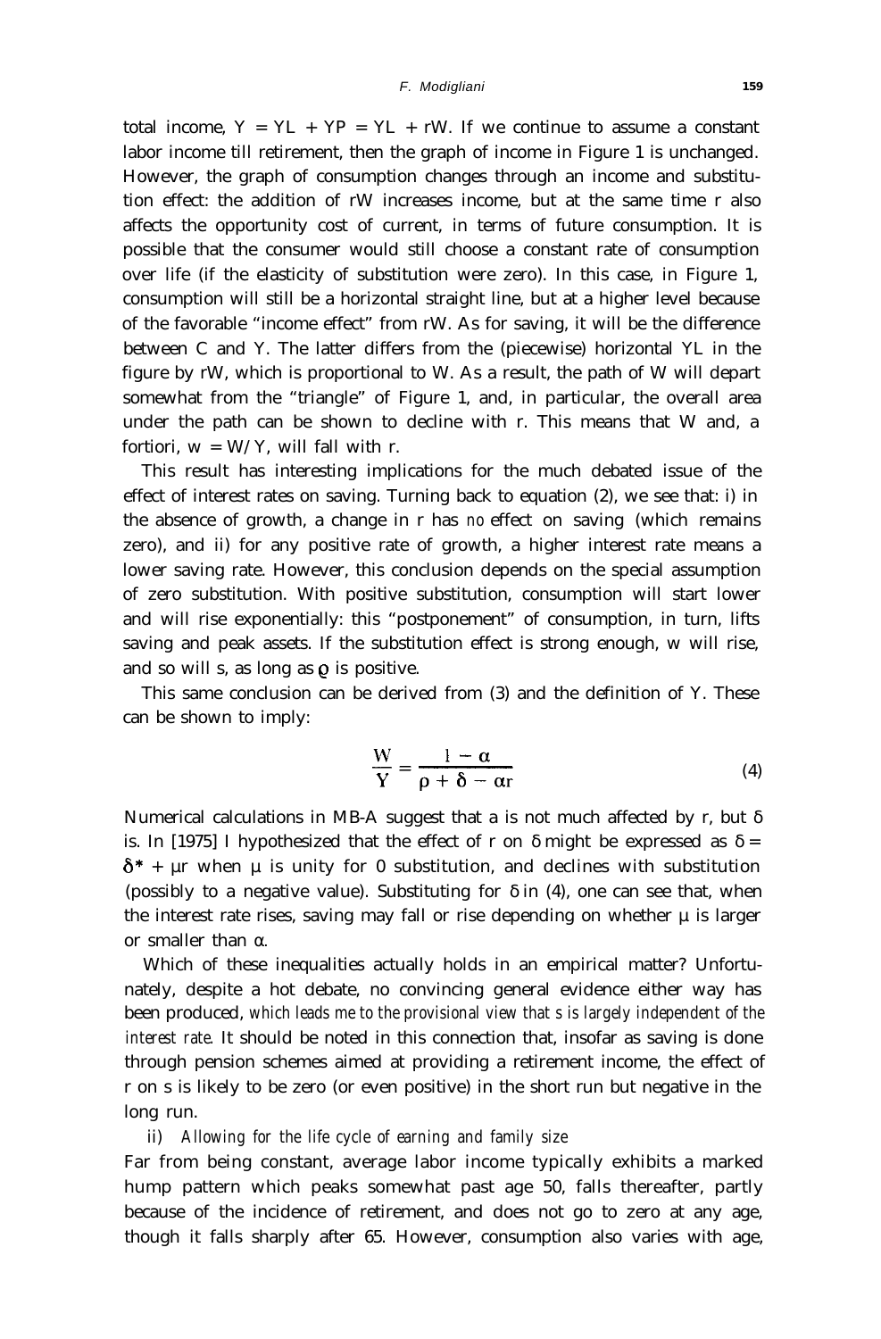total income, $Y = YL + YP = YL + rW$. If we continue to assume a constant labor income till retirement, then the graph of income in Figure 1 is unchanged. However, the graph of consumption changes through an income and substitution effect: the addition of $rW$ increases income, but at the same time $r$ also affects the opportunity cost of current, in terms of future consumption. It is possible that the consumer would still choose a constant rate of consumption over life (if the elasticity of substitution were zero). In this case, in Figure 1, consumption will still be a horizontal straight line, but at a higher level because of the favorable "income effect" from $rW$. As for saving, it will be the difference between C and Y. The latter differs from the (piecewise) horizontal YL in the figure by $rW$, which is proportional to W. As a result, the path of W will depart somewhat from the "triangle" of Figure 1, and, in particular, the overall area under the path can be shown to decline with $r$. This means that W and, a fortiori, $w = W/Y$, will fall with $r$.

This result has interesting implications for the much debated issue of the effect of interest rates on saving. Turning back to equation (2), we see that: i) in the absence of growth, a change in $r$ has *no* effect on saving (which remains zero), and ii) for any positive rate of growth, a higher interest rate means a lower saving rate. However, this conclusion depends on the special assumption of zero substitution. With positive substitution, consumption will start lower and will rise exponentially: this "postponement" of consumption, in turn, lifts saving and peak assets. If the substitution effect is strong enough, $w$ will rise, and so will $s$, as long as $\varrho$ is positive.

This same conclusion can be derived from (3) and the definition of Y. These can be shown to imply:

$$\frac{W}{Y} = \frac{1 - \alpha}{\rho + \delta - \alpha r} \tag{4}$$

Numerical calculations in MB-A suggest that a is not much affected by $r$, but $\delta$ is. In [1975] I hypothesized that the effect of $r$ on $\delta$ might be expressed as $\delta = \delta^* + \mu r$ when $\mu$ is unity for 0 substitution, and declines with substitution (possibly to a negative value). Substituting for $\delta$ in (4), one can see that, when the interest rate rises, saving may fall or rise depending on whether $\mu$ is larger or smaller than $\alpha$.

Which of these inequalities actually holds in an empirical matter? Unfortunately, despite a hot debate, no convincing general evidence either way has been produced, *which leads me to the provisional view that s is largely independent of the interest rate.* It should be noted in this connection that, insofar as saving is done through pension schemes aimed at providing a retirement income, the effect of $r$ on $s$ is likely to be zero (or even positive) in the short run but negative in the long run.

ii) *Allowing for the life cycle of earning and family size*

Far from being constant, average labor income typically exhibits a marked hump pattern which peaks somewhat past age 50, falls thereafter, partly because of the incidence of retirement, and does not go to zero at any age, though it falls sharply after 65. However, consumption also varies with age,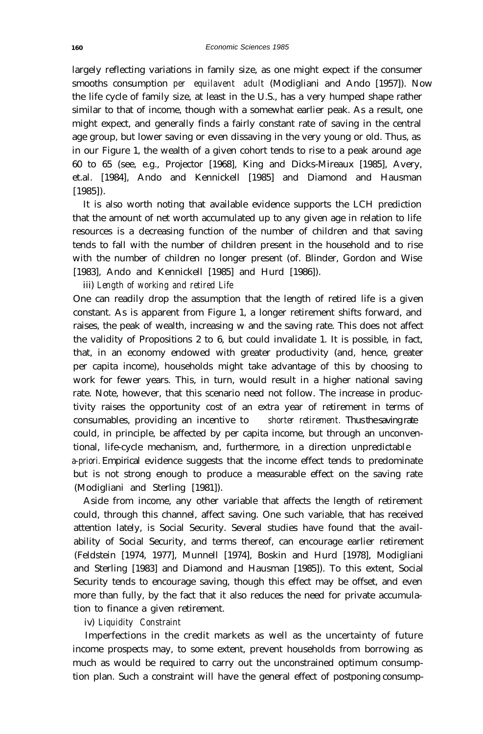largely reflecting variations in family size, as one might expect if the consumer smooths consumption *per equilavent adult* (Modigliani and Ando [1957]). Now the life cycle of family size, at least in the U.S., has a very humped shape rather similar to that of income, though with a somewhat earlier peak. As a result, one might expect, and generally finds a fairly constant rate of saving in the central age group, but lower saving or even dissaving in the very young or old. Thus, as in our Figure 1, the wealth of a given cohort tends to rise to a peak around age 60 to 65 (see, e.g., Projector [1968], King and Dicks-Mireaux [1985], Avery, et.al. [1984], Ando and Kennickell [1985] and Diamond and Hausman [1985]).

It is also worth noting that available evidence supports the LCH prediction that the amount of net worth accumulated up to any given age in relation to life resources is a decreasing function of the number of children and that saving tends to fall with the number of children present in the household and to rise with the number of children no longer present (of. Blinder, Gordon and Wise [1983], Ando and Kennickell [1985] and Hurd [1986]).

iii) *Length of working and retired Life*

One can readily drop the assumption that the length of retired life is a given constant. As is apparent from Figure 1, a longer retirement shifts forward, and raises, the peak of wealth, increasing w and the saving rate. This does not affect the validity of Propositions 2 to 6, but could invalidate 1. It is possible, in fact, that, in an economy endowed with greater productivity (and, hence, greater per capita income), households might take advantage of this by choosing to work for fewer years. This, in turn, would result in a higher national saving rate. Note, however, that this scenario need not follow. The increase in productivity raises the opportunity cost of an extra year of retirement in terms of consumables, providing an incentive to *shorter retirement.* Thus the saving rate could, in principle, be affected by per capita income, but through an unconventional, life-cycle mechanism, and, furthermore, in a direction unpredictable *a-priori.* Empirical evidence suggests that the income effect tends to predominate but is not strong enough to produce a measurable effect on the saving rate (Modigliani and Sterling [1981]).

Aside from income, any other variable that affects the length of retirement could, through this channel, affect saving. One such variable, that has received attention lately, is Social Security. Several studies have found that the availability of Social Security, and terms thereof, can encourage earlier retirement (Feldstein [1974, 1977], Munnell [1974], Boskin and Hurd [1978], Modigliani and Sterling [1983] and Diamond and Hausman [1985]). To this extent, Social Security tends to encourage saving, though this effect may be offset, and even more than fully, by the fact that it also reduces the need for private accumulation to finance a given retirement.

iv) *Liquidity Constraint*

Imperfections in the credit markets as well as the uncertainty of future income prospects may, to some extent, prevent households from borrowing as much as would be required to carry out the unconstrained optimum consumption plan. Such a constraint will have the general effect of postponing consump-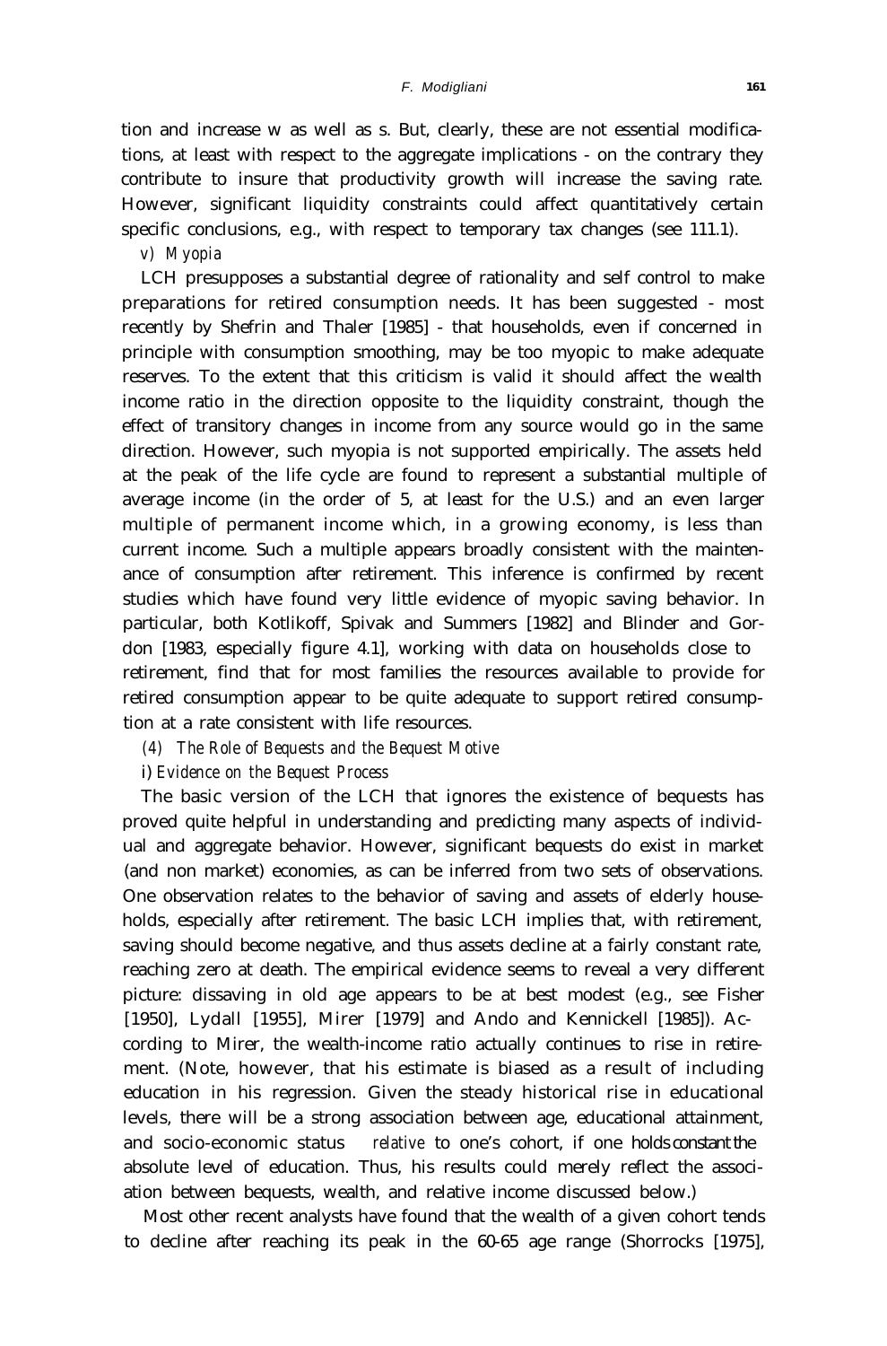tion and increase w as well as s. But, clearly, these are not essential modifications, at least with respect to the aggregate implications - on the contrary they contribute to insure that productivity growth will increase the saving rate. However, significant liquidity constraints could affect quantitatively certain specific conclusions, e.g., with respect to temporary tax changes (see 111.1).

*v) Myopia*

LCH presupposes a substantial degree of rationality and self control to make preparations for retired consumption needs. It has been suggested - most recently by Shefrin and Thaler [1985] - that households, even if concerned in principle with consumption smoothing, may be too myopic to make adequate reserves. To the extent that this criticism is valid it should affect the wealth income ratio in the direction opposite to the liquidity constraint, though the effect of transitory changes in income from any source would go in the same direction. However, such myopia is not supported empirically. The assets held at the peak of the life cycle are found to represent a substantial multiple of average income (in the order of 5, at least for the U.S.) and an even larger multiple of permanent income which, in a growing economy, is less than current income. Such a multiple appears broadly consistent with the maintenance of consumption after retirement. This inference is confirmed by recent studies which have found very little evidence of myopic saving behavior. In particular, both Kotlikoff, Spivak and Summers [1982] and Blinder and Gordon [1983, especially figure 4.1], working with data on households close to retirement, find that for most families the resources available to provide for retired consumption appear to be quite adequate to support retired consumption at a rate consistent with life resources.

*(4) The Role of Bequests and the Bequest Motive*

*i) Evidence on the Bequest Process*

The basic version of the LCH that ignores the existence of bequests has proved quite helpful in understanding and predicting many aspects of individual and aggregate behavior. However, significant bequests do exist in market (and non market) economies, as can be inferred from two sets of observations. One observation relates to the behavior of saving and assets of elderly households, especially after retirement. The basic LCH implies that, with retirement, saving should become negative, and thus assets decline at a fairly constant rate, reaching zero at death. The empirical evidence seems to reveal a very different picture: dissaving in old age appears to be at best modest (e.g., see Fisher [1950], Lydall [1955], Mirer [1979] and Ando and Kennickell [1985]). According to Mirer, the wealth-income ratio actually continues to rise in retirement. (Note, however, that his estimate is biased as a result of including education in his regression. Given the steady historical rise in educational levels, there will be a strong association between age, educational attainment, and socio-economic status *relative* to one's cohort, if one holds constant the absolute level of education. Thus, his results could merely reflect the association between bequests, wealth, and relative income discussed below.)

Most other recent analysts have found that the wealth of a given cohort tends to decline after reaching its peak in the 60-65 age range (Shorrocks [1975],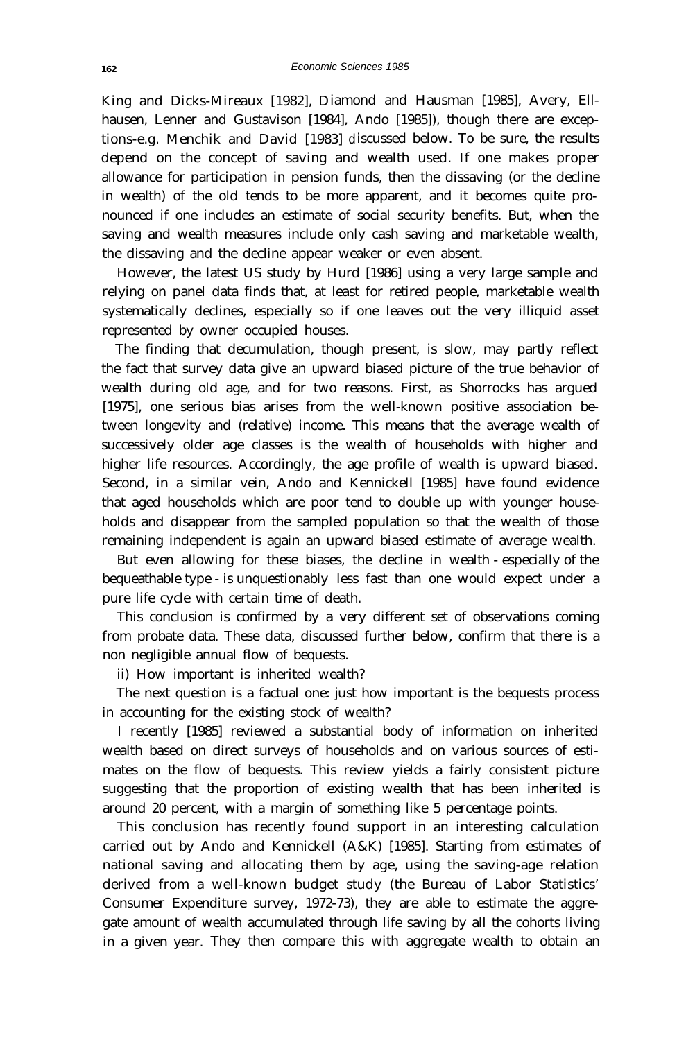King and Dicks-Mireaux [1982], Diamond and Hausman [1985], Avery, Ellhausen, Lenner and Gustavison [1984], Ando [1985]), though there are exceptions-e.g. Menchik and David [1983] discussed below. To be sure, the results depend on the concept of saving and wealth used. If one makes proper allowance for participation in pension funds, then the dissaving (or the decline in wealth) of the old tends to be more apparent, and it becomes quite pronounced if one includes an estimate of social security benefits. But, when the saving and wealth measures include only cash saving and marketable wealth, the dissaving and the decline appear weaker or even absent.

However, the latest US study by Hurd [1986] using a very large sample and relying on panel data finds that, at least for retired people, marketable wealth systematically declines, especially so if one leaves out the very illiquid asset represented by owner occupied houses.

The finding that decumulation, though present, is slow, may partly reflect the fact that survey data give an upward biased picture of the true behavior of wealth during old age, and for two reasons. First, as Shorrocks has argued [1975], one serious bias arises from the well-known positive association between longevity and (relative) income. This means that the average wealth of successively older age classes is the wealth of households with higher and higher life resources. Accordingly, the age profile of wealth is upward biased. Second, in a similar vein, Ando and Kennickell [1985] have found evidence that aged households which are poor tend to double up with younger households and disappear from the sampled population so that the wealth of those remaining independent is again an upward biased estimate of average wealth.

But even allowing for these biases, the decline in wealth - especially of the bequeathable type - is unquestionably less fast than one would expect under a pure life cycle with certain time of death.

This conclusion is confirmed by a very different set of observations coming from probate data. These data, discussed further below, confirm that there is a non negligible annual flow of bequests.

ii) How important is inherited wealth?

The next question is a factual one: just how important is the bequests process in accounting for the existing stock of wealth?

I recently [1985] reviewed a substantial body of information on inherited wealth based on direct surveys of households and on various sources of estimates on the flow of bequests. This review yields a fairly consistent picture suggesting that the proportion of existing wealth that has been inherited is around 20 percent, with a margin of something like 5 percentage points.

This conclusion has recently found support in an interesting calculation carried out by Ando and Kennickell (A&K) [1985]. Starting from estimates of national saving and allocating them by age, using the saving-age relation derived from a well-known budget study (the Bureau of Labor Statistics' Consumer Expenditure survey, 1972-73), they are able to estimate the aggregate amount of wealth accumulated through life saving by all the cohorts living in a given year. They then compare this with aggregate wealth to obtain an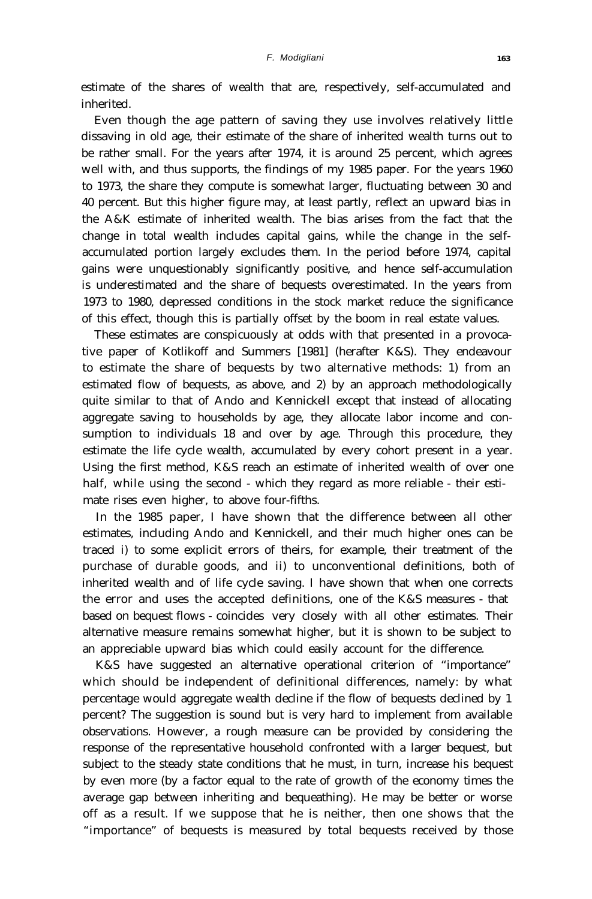estimate of the shares of wealth that are, respectively, self-accumulated and inherited.

Even though the age pattern of saving they use involves relatively little dissaving in old age, their estimate of the share of inherited wealth turns out to be rather small. For the years after 1974, it is around 25 percent, which agrees well with, and thus supports, the findings of my 1985 paper. For the years 1960 to 1973, the share they compute is somewhat larger, fluctuating between 30 and 40 percent. But this higher figure may, at least partly, reflect an upward bias in the A&K estimate of inherited wealth. The bias arises from the fact that the change in total wealth includes capital gains, while the change in the self-accumulated portion largely excludes them. In the period before 1974, capital gains were unquestionably significantly positive, and hence self-accumulation is underestimated and the share of bequests overestimated. In the years from 1973 to 1980, depressed conditions in the stock market reduce the significance of this effect, though this is partially offset by the boom in real estate values.

These estimates are conspicuously at odds with that presented in a provocative paper of Kotlikoff and Summers [1981] (herafter K&S). They endeavour to estimate the share of bequests by two alternative methods: 1) from an estimated flow of bequests, as above, and 2) by an approach methodologically quite similar to that of Ando and Kennickell except that instead of allocating aggregate saving to households by age, they allocate labor income and consumption to individuals 18 and over by age. Through this procedure, they estimate the life cycle wealth, accumulated by every cohort present in a year. Using the first method, K&S reach an estimate of inherited wealth of over one half, while using the second - which they regard as more reliable - their estimate rises even higher, to above four-fifths.

In the 1985 paper, I have shown that the difference between all other estimates, including Ando and Kennickell, and their much higher ones can be traced i) to some explicit errors of theirs, for example, their treatment of the purchase of durable goods, and ii) to unconventional definitions, both of inherited wealth and of life cycle saving. I have shown that when one corrects the error and uses the accepted definitions, one of the K&S measures - that based on bequest flows - coincides very closely with all other estimates. Their alternative measure remains somewhat higher, but it is shown to be subject to an appreciable upward bias which could easily account for the difference.

K&S have suggested an alternative operational criterion of "importance" which should be independent of definitional differences, namely: by what percentage would aggregate wealth decline if the flow of bequests declined by 1 percent? The suggestion is sound but is very hard to implement from available observations. However, a rough measure can be provided by considering the response of the representative household confronted with a larger bequest, but subject to the steady state conditions that he must, in turn, increase his bequest by even more (by a factor equal to the rate of growth of the economy times the average gap between inheriting and bequeathing). He may be better or worse off as a result. If we suppose that he is neither, then one shows that the "importance" of bequests is measured by total bequests received by those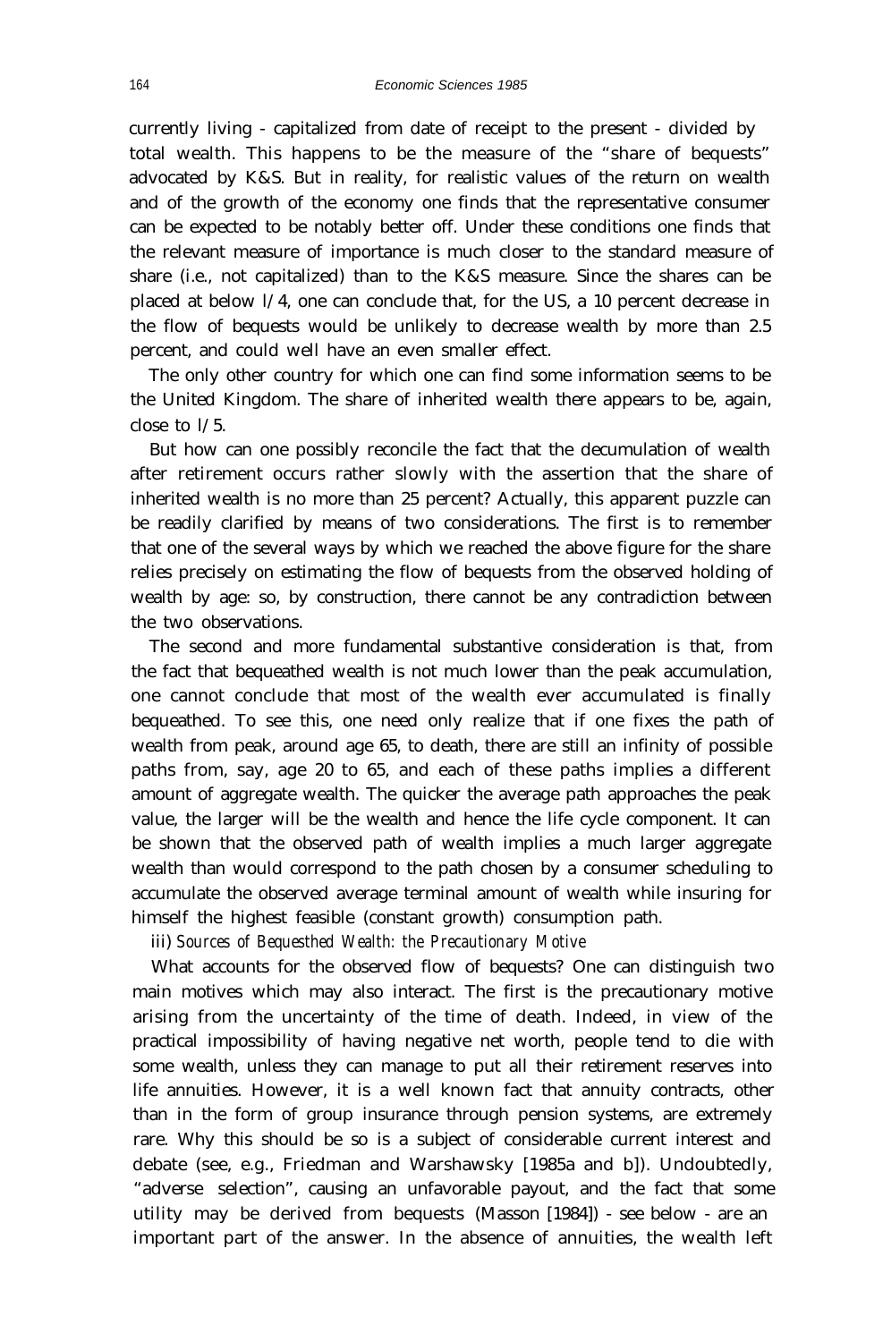currently living - capitalized from date of receipt to the present - divided by total wealth. This happens to be the measure of the "share of bequests" advocated by K&S. But in reality, for realistic values of the return on wealth and of the growth of the economy one finds that the representative consumer can be expected to be notably better off. Under these conditions one finds that the relevant measure of importance is much closer to the standard measure of share (i.e., not capitalized) than to the K&S measure. Since the shares can be placed at below 1/4, one can conclude that, for the US, a 10 percent decrease in the flow of bequests would be unlikely to decrease wealth by more than 2.5 percent, and could well have an even smaller effect.

The only other country for which one can find some information seems to be the United Kingdom. The share of inherited wealth there appears to be, again, close to 1/5.

But how can one possibly reconcile the fact that the decumulation of wealth after retirement occurs rather slowly with the assertion that the share of inherited wealth is no more than 25 percent? Actually, this apparent puzzle can be readily clarified by means of two considerations. The first is to remember that one of the several ways by which we reached the above figure for the share relies precisely on estimating the flow of bequests from the observed holding of wealth by age: so, by construction, there cannot be any contradiction between the two observations.

The second and more fundamental substantive consideration is that, from the fact that bequeathed wealth is not much lower than the peak accumulation, one cannot conclude that most of the wealth ever accumulated is finally bequeathed. To see this, one need only realize that if one fixes the path of wealth from peak, around age 65, to death, there are still an infinity of possible paths from, say, age 20 to 65, and each of these paths implies a different amount of aggregate wealth. The quicker the average path approaches the peak value, the larger will be the wealth and hence the life cycle component. It can be shown that the observed path of wealth implies a much larger aggregate wealth than would correspond to the path chosen by a consumer scheduling to accumulate the observed average terminal amount of wealth while insuring for himself the highest feasible (constant growth) consumption path.

iii) *Sources of Bequesthed Wealth: the Precautionary Motive*

What accounts for the observed flow of bequests? One can distinguish two main motives which may also interact. The first is the precautionary motive arising from the uncertainty of the time of death. Indeed, in view of the practical impossibility of having negative net worth, people tend to die with some wealth, unless they can manage to put all their retirement reserves into life annuities. However, it is a well known fact that annuity contracts, other than in the form of group insurance through pension systems, are extremely rare. Why this should be so is a subject of considerable current interest and debate (see, e.g., Friedman and Warshawsky [1985a and b]). Undoubtedly, "adverse selection", causing an unfavorable payout, and the fact that some utility may be derived from bequests (Masson [1984]) - see below - are an important part of the answer. In the absence of annuities, the wealth left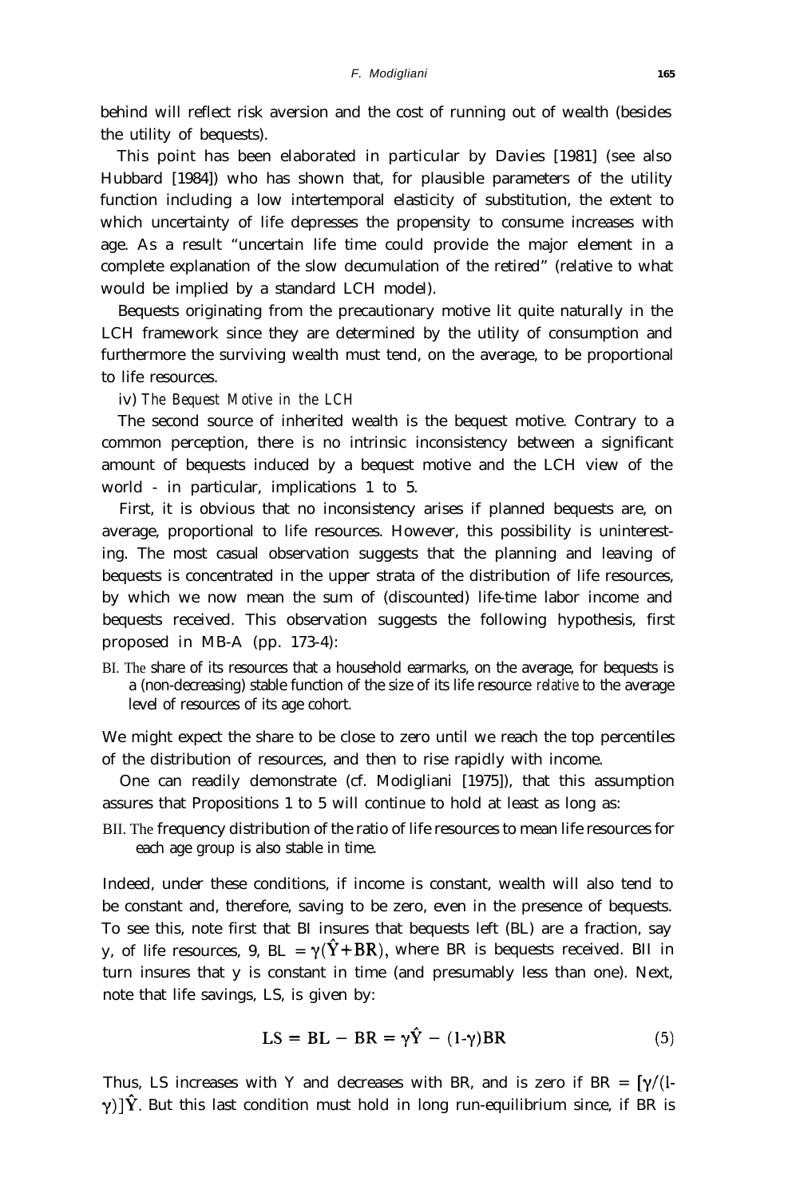behind will reflect risk aversion and the cost of running out of wealth (besides the utility of bequests).

This point has been elaborated in particular by Davies [1981] (see also Hubbard [1984]) who has shown that, for plausible parameters of the utility function including a low intertemporal elasticity of substitution, the extent to which uncertainty of life depresses the propensity to consume increases with age. As a result "uncertain life time could provide the major element in a complete explanation of the slow decumulation of the retired" (relative to what would be implied by a standard LCH model).

Bequests originating from the precautionary motive lit quite naturally in the LCH framework since they are determined by the utility of consumption and furthermore the surviving wealth must tend, on the average, to be proportional to life resources.

iv) *The Bequest Motive in the LCH*

The second source of inherited wealth is the bequest motive. Contrary to a common perception, there is no intrinsic inconsistency between a significant amount of bequests induced by a bequest motive and the LCH view of the world - in particular, implications 1 to 5.

First, it is obvious that no inconsistency arises if planned bequests are, on average, proportional to life resources. However, this possibility is uninteresting. The most casual observation suggests that the planning and leaving of bequests is concentrated in the upper strata of the distribution of life resources, by which we now mean the sum of (discounted) life-time labor income and bequests received. This observation suggests the following hypothesis, first proposed in MB-A (pp. 173-4):

BI. The share of its resources that a household earmarks, on the average, for bequests is a (non-decreasing) stable function of the size of its life resource *relative* to the average level of resources of its age cohort.

We might expect the share to be close to zero until we reach the top percentiles of the distribution of resources, and then to rise rapidly with income.

One can readily demonstrate (cf. Modigliani [1975]), that this assumption assures that Propositions 1 to 5 will continue to hold at least as long as:

BII. The frequency distribution of the ratio of life resources to mean life resources for each age group is also stable in time.

Indeed, under these conditions, if income is constant, wealth will also tend to be constant and, therefore, saving to be zero, even in the presence of bequests. To see this, note first that BI insures that bequests left (BL) are a fraction, say y, of life resources, 9, $BL = \gamma(\hat{Y} + BR)$, where BR is bequests received. BII in turn insures that y is constant in time (and presumably less than one). Next, note that life savings, LS, is given by:

$$LS = BL - BR = \gamma\hat{Y} - (1\text{-}\gamma)BR \tag{5}$$

Thus, LS increases with Y and decreases with BR, and is zero if $BR = [\gamma/(1\text{-}\gamma)]\hat{Y}$. But this last condition must hold in long run-equilibrium since, if BR is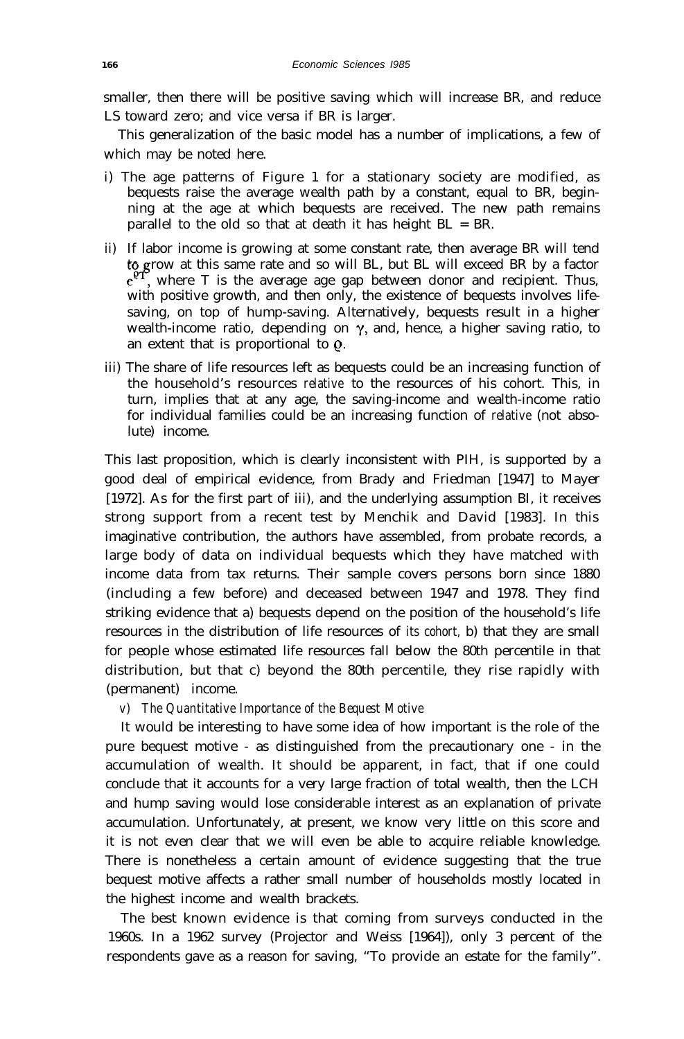smaller, then there will be positive saving which will increase BR, and reduce LS toward zero; and vice versa if BR is larger.

This generalization of the basic model has a number of implications, a few of which may be noted here.

i) The age patterns of Figure 1 for a stationary society are modified, as bequests raise the average wealth path by a constant, equal to BR, beginning at the age at which bequests are received. The new path remains parallel to the old so that at death it has height BL = BR.

ii) If labor income is growing at some constant rate, then average BR will tend to grow at this same rate and so will BL, but BL will exceed BR by a factor $e^{\varrho T}$, where T is the average age gap between donor and recipient. Thus, with positive growth, and then only, the existence of bequests involves life-saving, on top of hump-saving. Alternatively, bequests result in a higher wealth-income ratio, depending on $\gamma$, and, hence, a higher saving ratio, to an extent that is proportional to $\varrho$.

iii) The share of life resources left as bequests could be an increasing function of the household's resources *relative* to the resources of his cohort. This, in turn, implies that at any age, the saving-income and wealth-income ratio for individual families could be an increasing function of *relative* (not absolute) income.

This last proposition, which is clearly inconsistent with PIH, is supported by a good deal of empirical evidence, from Brady and Friedman [1947] to Mayer [1972]. As for the first part of iii), and the underlying assumption BI, it receives strong support from a recent test by Menchik and David [1983]. In this imaginative contribution, the authors have assembled, from probate records, a large body of data on individual bequests which they have matched with income data from tax returns. Their sample covers persons born since 1880 (including a few before) and deceased between 1947 and 1978. They find striking evidence that a) bequests depend on the position of the household's life resources in the distribution of life resources of *its cohort,* b) that they are small for people whose estimated life resources fall below the 80th percentile in that distribution, but that c) beyond the 80th percentile, they rise rapidly with (permanent) income.

*v) The Quantitative Importance of the Bequest Motive*

It would be interesting to have some idea of how important is the role of the pure bequest motive - as distinguished from the precautionary one - in the accumulation of wealth. It should be apparent, in fact, that if one could conclude that it accounts for a very large fraction of total wealth, then the LCH and hump saving would lose considerable interest as an explanation of private accumulation. Unfortunately, at present, we know very little on this score and it is not even clear that we will even be able to acquire reliable knowledge. There is nonetheless a certain amount of evidence suggesting that the true bequest motive affects a rather small number of households mostly located in the highest income and wealth brackets.

The best known evidence is that coming from surveys conducted in the 1960s. In a 1962 survey (Projector and Weiss [1964]), only 3 percent of the respondents gave as a reason for saving, "To provide an estate for the family".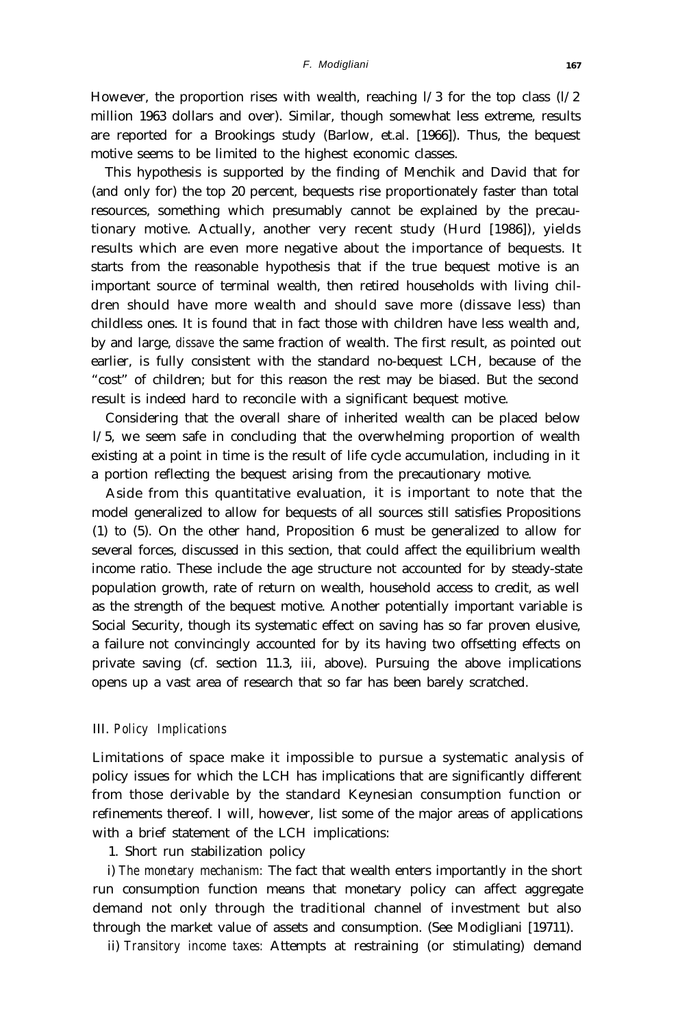However, the proportion rises with wealth, reaching l/3 for the top class (l/2 million 1963 dollars and over). Similar, though somewhat less extreme, results are reported for a Brookings study (Barlow, et.al. [1966]). Thus, the bequest motive seems to be limited to the highest economic classes.

This hypothesis is supported by the finding of Menchik and David that for (and only for) the top 20 percent, bequests rise proportionately faster than total resources, something which presumably cannot be explained by the precautionary motive. Actually, another very recent study (Hurd [1986]), yields results which are even more negative about the importance of bequests. It starts from the reasonable hypothesis that if the true bequest motive is an important source of terminal wealth, then retired households with living children should have more wealth and should save more (dissave less) than childless ones. It is found that in fact those with children have less wealth and, by and large, *dissave* the same fraction of wealth. The first result, as pointed out earlier, is fully consistent with the standard no-bequest LCH, because of the "cost" of children; but for this reason the rest may be biased. But the second result is indeed hard to reconcile with a significant bequest motive.

Considering that the overall share of inherited wealth can be placed below l/5, we seem safe in concluding that the overwhelming proportion of wealth existing at a point in time is the result of life cycle accumulation, including in it a portion reflecting the bequest arising from the precautionary motive.

Aside from this quantitative evaluation, it is important to note that the model generalized to allow for bequests of all sources still satisfies Propositions (1) to (5). On the other hand, Proposition 6 must be generalized to allow for several forces, discussed in this section, that could affect the equilibrium wealth income ratio. These include the age structure not accounted for by steady-state population growth, rate of return on wealth, household access to credit, as well as the strength of the bequest motive. Another potentially important variable is Social Security, though its systematic effect on saving has so far proven elusive, a failure not convincingly accounted for by its having two offsetting effects on private saving (cf. section 11.3, iii, above). Pursuing the above implications opens up a vast area of research that so far has been barely scratched.

## III. *Policy Implications*

Limitations of space make it impossible to pursue a systematic analysis of policy issues for which the LCH has implications that are significantly different from those derivable by the standard Keynesian consumption function or refinements thereof. I will, however, list some of the major areas of applications with a brief statement of the LCH implications:

1. Short run stabilization policy

i) *The monetary mechanism:* The fact that wealth enters importantly in the short run consumption function means that monetary policy can affect aggregate demand not only through the traditional channel of investment but also through the market value of assets and consumption. (See Modigliani [19711).

ii) *Transitory income taxes:* Attempts at restraining (or stimulating) demand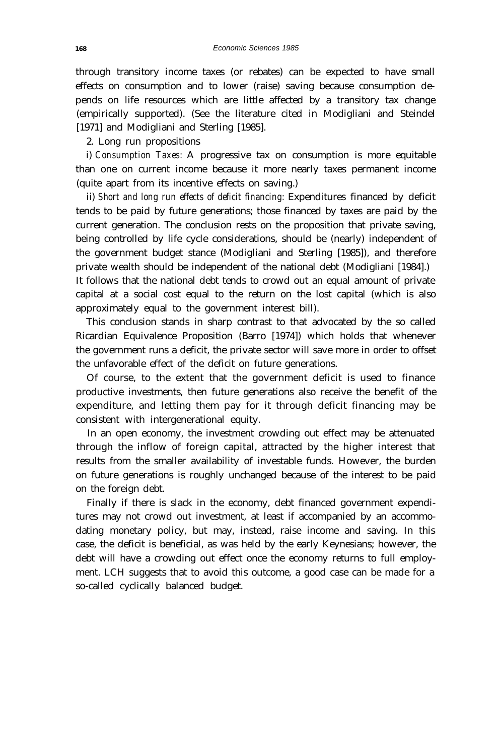through transitory income taxes (or rebates) can be expected to have small effects on consumption and to lower (raise) saving because consumption depends on life resources which are little affected by a transitory tax change (empirically supported). (See the literature cited in Modigliani and Steindel [1971] and Modigliani and Sterling [1985].

2. Long run propositions

i) *Consumption Taxes:* A progressive tax on consumption is more equitable than one on current income because it more nearly taxes permanent income (quite apart from its incentive effects on saving.)

ii) *Short and long run effects of deficit financing:* Expenditures financed by deficit tends to be paid by future generations; those financed by taxes are paid by the current generation. The conclusion rests on the proposition that private saving, being controlled by life cycle considerations, should be (nearly) independent of the government budget stance (Modigliani and Sterling [1985]), and therefore private wealth should be independent of the national debt (Modigliani [1984].) It follows that the national debt tends to crowd out an equal amount of private capital at a social cost equal to the return on the lost capital (which is also approximately equal to the government interest bill).

This conclusion stands in sharp contrast to that advocated by the so called Ricardian Equivalence Proposition (Barro [1974]) which holds that whenever the government runs a deficit, the private sector will save more in order to offset the unfavorable effect of the deficit on future generations.

Of course, to the extent that the government deficit is used to finance productive investments, then future generations also receive the benefit of the expenditure, and letting them pay for it through deficit financing may be consistent with intergenerational equity.

In an open economy, the investment crowding out effect may be attenuated through the inflow of foreign capital, attracted by the higher interest that results from the smaller availability of investable funds. However, the burden on future generations is roughly unchanged because of the interest to be paid on the foreign debt.

Finally if there is slack in the economy, debt financed government expenditures may not crowd out investment, at least if accompanied by an accommodating monetary policy, but may, instead, raise income and saving. In this case, the deficit is beneficial, as was held by the early Keynesians; however, the debt will have a crowding out effect once the economy returns to full employment. LCH suggests that to avoid this outcome, a good case can be made for a so-called cyclically balanced budget.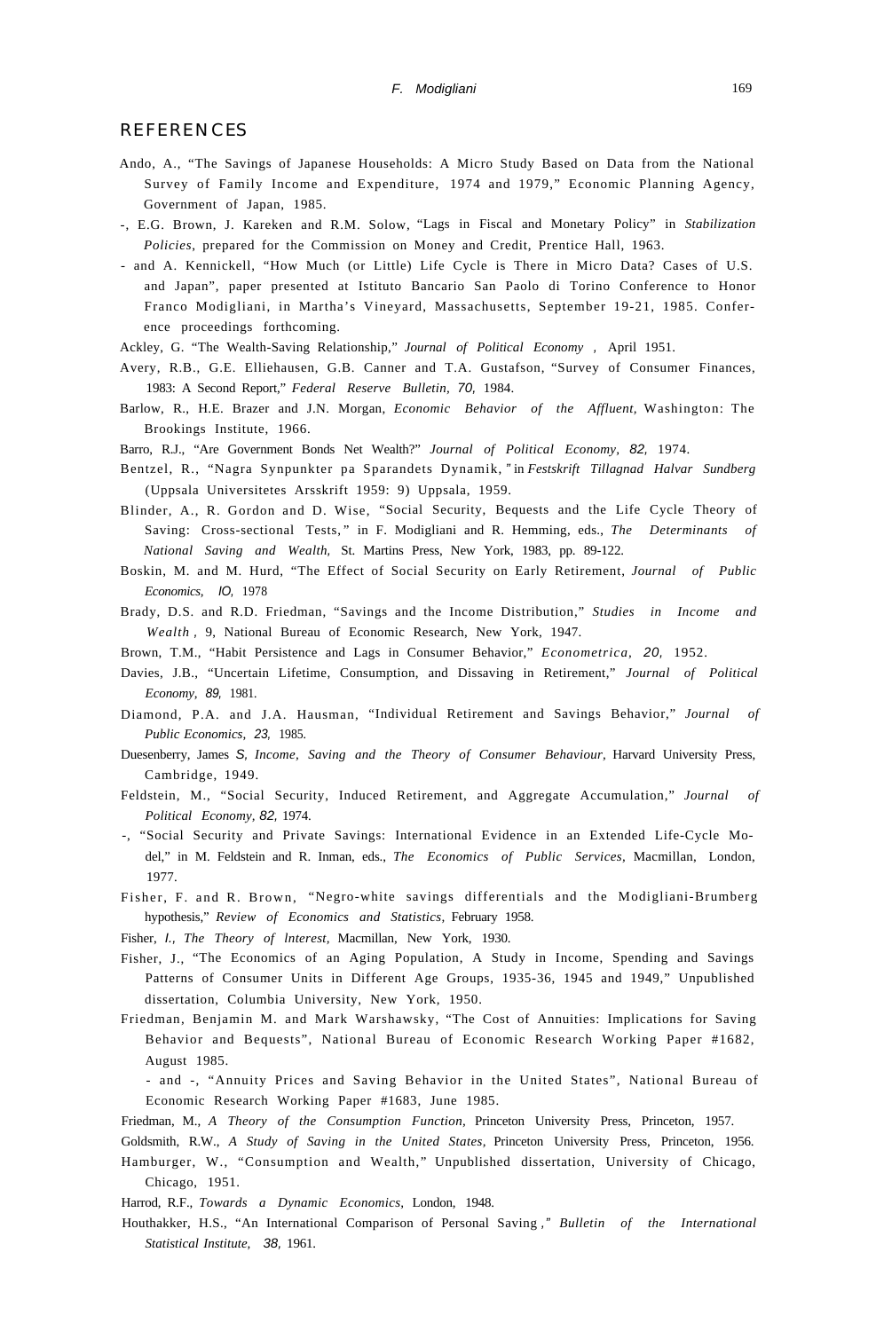## REFERENCES

Ando, A., "The Savings of Japanese Households: A Micro Study Based on Data from the National Survey of Family Income and Expenditure, 1974 and 1979," Economic Planning Agency, Government of Japan, 1985.

-, E.G. Brown, J. Kareken and R.M. Solow, "Lags in Fiscal and Monetary Policy" in *Stabilization Policies*, prepared for the Commission on Money and Credit, Prentice Hall, 1963.

- and A. Kennickell, "How Much (or Little) Life Cycle is There in Micro Data? Cases of U.S. and Japan", paper presented at Istituto Bancario San Paolo di Torino Conference to Honor Franco Modigliani, in Martha's Vineyard, Massachusetts, September 19-21, 1985. Conference proceedings forthcoming.

Ackley, G. "The Wealth-Saving Relationship," *Journal of Political Economy* , April 1951.

Avery, R.B., G.E. Elliehausen, G.B. Canner and T.A. Gustafson, "Survey of Consumer Finances, 1983: A Second Report," *Federal Reserve Bulletin*, *70,* 1984.

Barlow, R., H.E. Brazer and J.N. Morgan, *Economic Behavior of the Affluent,* Washington: The Brookings Institute, 1966.

Barro, R.J., "Are Government Bonds Net Wealth?" *Journal of Political Economy, 82,* 1974.

Bentzel, R., "Nagra Synpunkter pa Sparandets Dynamik," in *Festskrift Tillagnad Halvar Sundberg* (Uppsala Universitetes Arsskrift 1959: 9) Uppsala, 1959.

Blinder, A., R. Gordon and D. Wise, "Social Security, Bequests and the Life Cycle Theory of Saving: Cross-sectional Tests," in F. Modigliani and R. Hemming, eds., *The Determinants of National Saving and Wealth,* St. Martins Press, New York, 1983, pp. 89-122.

Boskin, M. and M. Hurd, "The Effect of Social Security on Early Retirement, *Journal of Public Economics, IO,* 1978

Brady, D.S. and R.D. Friedman, "Savings and the Income Distribution," *Studies in Income and Wealth* , 9, National Bureau of Economic Research, New York, 1947.

Brown, T.M., "Habit Persistence and Lags in Consumer Behavior," *Econometrica, 20,* 1952.

Davies, J.B., "Uncertain Lifetime, Consumption, and Dissaving in Retirement," *Journal of Political Economy, 89,* 1981.

Diamond, P.A. and J.A. Hausman, "Individual Retirement and Savings Behavior," *Journal of Public Economics, 23,* 1985.

Duesenberry, James S, *Income, Saving and the Theory of Consumer Behaviour,* Harvard University Press, Cambridge, 1949.

Feldstein, M., "Social Security, Induced Retirement, and Aggregate Accumulation," *Journal of Political Economy, 82,* 1974.

-, "Social Security and Private Savings: International Evidence in an Extended Life-Cycle Model," in M. Feldstein and R. Inman, eds., *The Economics of Public Services,* Macmillan, London, 1977.

Fisher, F. and R. Brown, "Negro-white savings differentials and the Modigliani-Brumberg hypothesis," *Review of Economics and Statistics,* February 1958.

Fisher, *I., The Theory of Interest,* Macmillan, New York, 1930.

Fisher, J., "The Economics of an Aging Population, A Study in Income, Spending and Savings Patterns of Consumer Units in Different Age Groups, 1935-36, 1945 and 1949," Unpublished dissertation, Columbia University, New York, 1950.

Friedman, Benjamin M. and Mark Warshawsky, "The Cost of Annuities: Implications for Saving Behavior and Bequests", National Bureau of Economic Research Working Paper #1682, August 1985.

- and -, "Annuity Prices and Saving Behavior in the United States", National Bureau of Economic Research Working Paper #1683, June 1985.

Friedman, M., *A Theory of the Consumption Function,* Princeton University Press, Princeton, 1957.

Goldsmith, R.W., *A Study of Saving in the United States,* Princeton University Press, Princeton, 1956.

Hamburger, W., "Consumption and Wealth," Unpublished dissertation, University of Chicago, Chicago, 1951.

Harrod, R.F., *Towards a Dynamic Economics*, London, 1948.

Houthakker, H.S., "An International Comparison of Personal Saving," *Bulletin of the International Statistical Institute, 38,* 1961.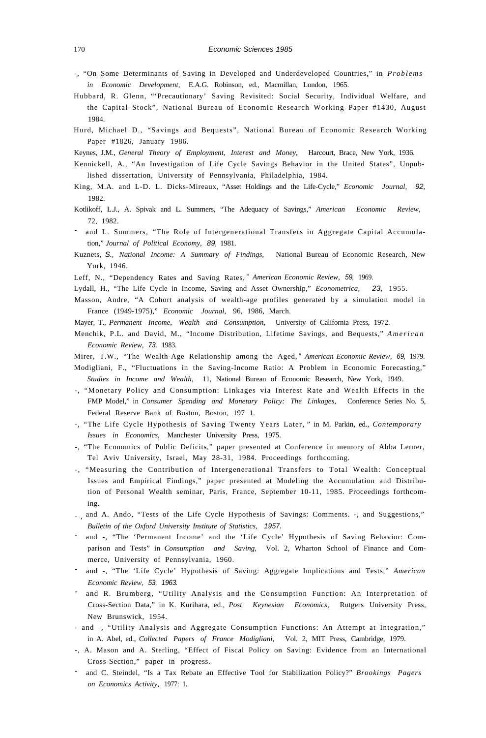-, "On Some Determinants of Saving in Developed and Underdeveloped Countries," in *Problems in Economic Development,* E.A.G. Robinson, ed., Macmillan, London, 1965.

Hubbard, R. Glenn, "'Precautionary' Saving Revisited: Social Security, Individual Welfare, and the Capital Stock", National Bureau of Economic Research Working Paper #1430, August 1984.

Hurd, Michael D., "Savings and Bequests", National Bureau of Economic Research Working Paper #1826, January 1986.

Keynes, J.M., *General Theory of Employment, Interest and Money,* Harcourt, Brace, New York, 1936.

Kennickell, A., "An Investigation of Life Cycle Savings Behavior in the United States", Unpublished dissertation, University of Pennsylvania, Philadelphia, 1984.

King, M.A. and L-D. L. Dicks-Mireaux, "Asset Holdings and the Life-Cycle," *Economic Journal, 92,* 1982.

Kotlikoff, L.J., A. Spivak and L. Summers, "The Adequacy of Savings," *American Economic Review,* 72, 1982.

- and L. Summers, "The Role of Intergenerational Transfers in Aggregate Capital Accumulation," *Journal of Political Economy, 89,* 1981.

Kuznets, *S., National Income: A Summary of Findings,* National Bureau of Economic Research, New York, 1946.

Leff, N., "Dependency Rates and Saving Rates," *American Economic Review, 59,* 1969.

Lydall, H., "The Life Cycle in Income, Saving and Asset Ownership," *Econometrica, 23,* 1955.

Masson, Andre, "A Cohort analysis of wealth-age profiles generated by a simulation model in France (1949-1975)," *Economic Journal,* 96, 1986, March.

Mayer, T., *Permanent Income, Wealth and Consumption,* University of California Press, 1972.

Menchik, P.L. and David, M., "Income Distribution, Lifetime Savings, and Bequests," *American Economic Review, 73,* 1983.

Mirer, T.W., "The Wealth-Age Relationship among the Aged," *American Economic Review, 69,* 1979.

Modigliani, F., "Fluctuations in the Saving-Income Ratio: A Problem in Economic Forecasting," *Studies in Income and Wealth,* 11, National Bureau of Economic Research, New York, 1949.

-, "Monetary Policy and Consumption: Linkages via Interest Rate and Wealth Effects in the FMP Model," in *Consumer Spending and Monetary Policy: The Linkages,* Conference Series No. 5, Federal Reserve Bank of Boston, Boston, 197 1.

-, "The Life Cycle Hypothesis of Saving Twenty Years Later," in M. Parkin, ed., *Contemporary Issues in Economics,* Manchester University Press, 1975.

-, "The Economics of Public Deficits," paper presented at Conference in memory of Abba Lerner, Tel Aviv University, Israel, May 28-31, 1984. Proceedings forthcoming.

-, "Measuring the Contribution of Intergenerational Transfers to Total Wealth: Conceptual Issues and Empirical Findings," paper presented at Modeling the Accumulation and Distribution of Personal Wealth seminar, Paris, France, September 10-11, 1985. Proceedings forthcoming.

-, and A. Ando, "Tests of the Life Cycle Hypothesis of Savings: Comments. -, and Suggestions," *Bulletin of the Oxford University Institute of Statistics, 1957.*

- and -, "The 'Permanent Income' and the 'Life Cycle' Hypothesis of Saving Behavior: Comparison and Tests" in *Consumption and Saving,* Vol. 2, Wharton School of Finance and Commerce, University of Pennsylvania, 1960.

- and -, "The 'Life Cycle' Hypothesis of Saving: Aggregate Implications and Tests," *American Economic Review, 53, 1963.*

- and R. Brumberg, "Utility Analysis and the Consumption Function: An Interpretation of Cross-Section Data," in K. Kurihara, ed., *Post Keynesian Economics,* Rutgers University Press, New Brunswick, 1954.

- and -, "Utility Analysis and Aggregate Consumption Functions: An Attempt at Integration," in A. Abel, ed., *Collected Papers of France Modigliani,* Vol. 2, MIT Press, Cambridge, 1979.

-, A. Mason and A. Sterling, "Effect of Fiscal Policy on Saving: Evidence from an International Cross-Section," paper in progress.

- and C. Steindel, "Is a Tax Rebate an Effective Tool for Stabilization Policy?" *Brookings Pagers on Economics Activity,* 1977: 1.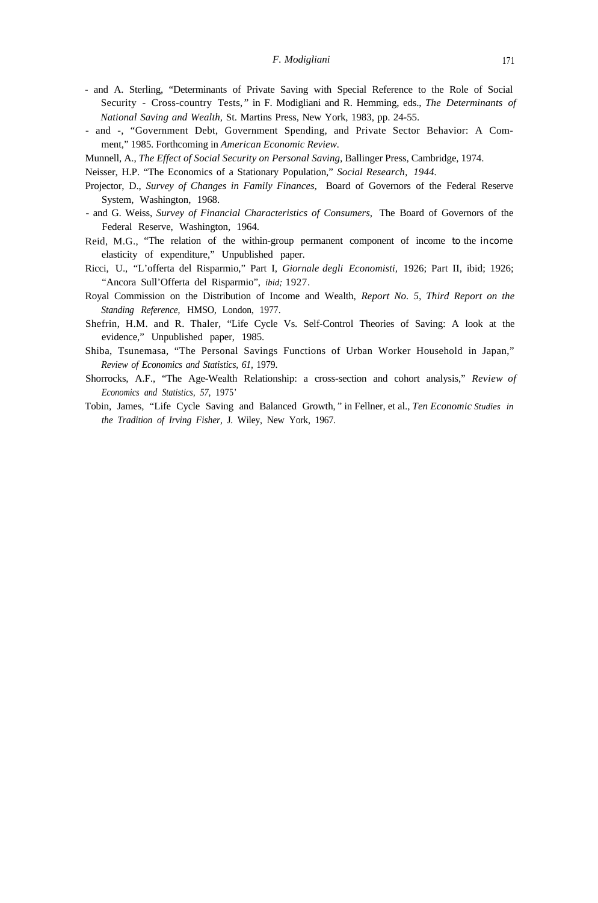- and A. Sterling, "Determinants of Private Saving with Special Reference to the Role of Social Security - Cross-country Tests," in F. Modigliani and R. Hemming, eds., *The Determinants of National Saving and Wealth*, St. Martins Press, New York, 1983, pp. 24-55.

- and -, "Government Debt, Government Spending, and Private Sector Behavior: A Comment," 1985. Forthcoming in *American Economic Review*.

Munnell, A., *The Effect of Social Security on Personal Saving*, Ballinger Press, Cambridge, 1974.

Neisser, H.P. "The Economics of a Stationary Population," *Social Research, 1944*.

Projector, D., *Survey of Changes in Family Finances,* Board of Governors of the Federal Reserve System, Washington, 1968.

- and G. Weiss, *Survey of Financial Characteristics of Consumers,* The Board of Governors of the Federal Reserve, Washington, 1964.

Reid, M.G., "The relation of the within-group permanent component of income to the income elasticity of expenditure," Unpublished paper.

Ricci, U., "L'offerta del Risparmio," Part I, *Giornale degli Economisti*, 1926; Part II, ibid; 1926; "Ancora Sull'Offerta del Risparmio", *ibid;* 1927.

Royal Commission on the Distribution of Income and Wealth, *Report No. 5, Third Report on the Standing Reference,* HMSO, London, 1977.

Shefrin, H.M. and R. Thaler, "Life Cycle Vs. Self-Control Theories of Saving: A look at the evidence," Unpublished paper, 1985.

Shiba, Tsunemasa, "The Personal Savings Functions of Urban Worker Household in Japan," *Review of Economics and Statistics, 61,* 1979.

Shorrocks, A.F., "The Age-Wealth Relationship: a cross-section and cohort analysis," *Review of Economics and Statistics, 57,* 1975'

Tobin, James, "Life Cycle Saving and Balanced Growth," in Fellner, et al., *Ten Economic Studies in the Tradition of Irving Fisher,* J. Wiley, New York, 1967.